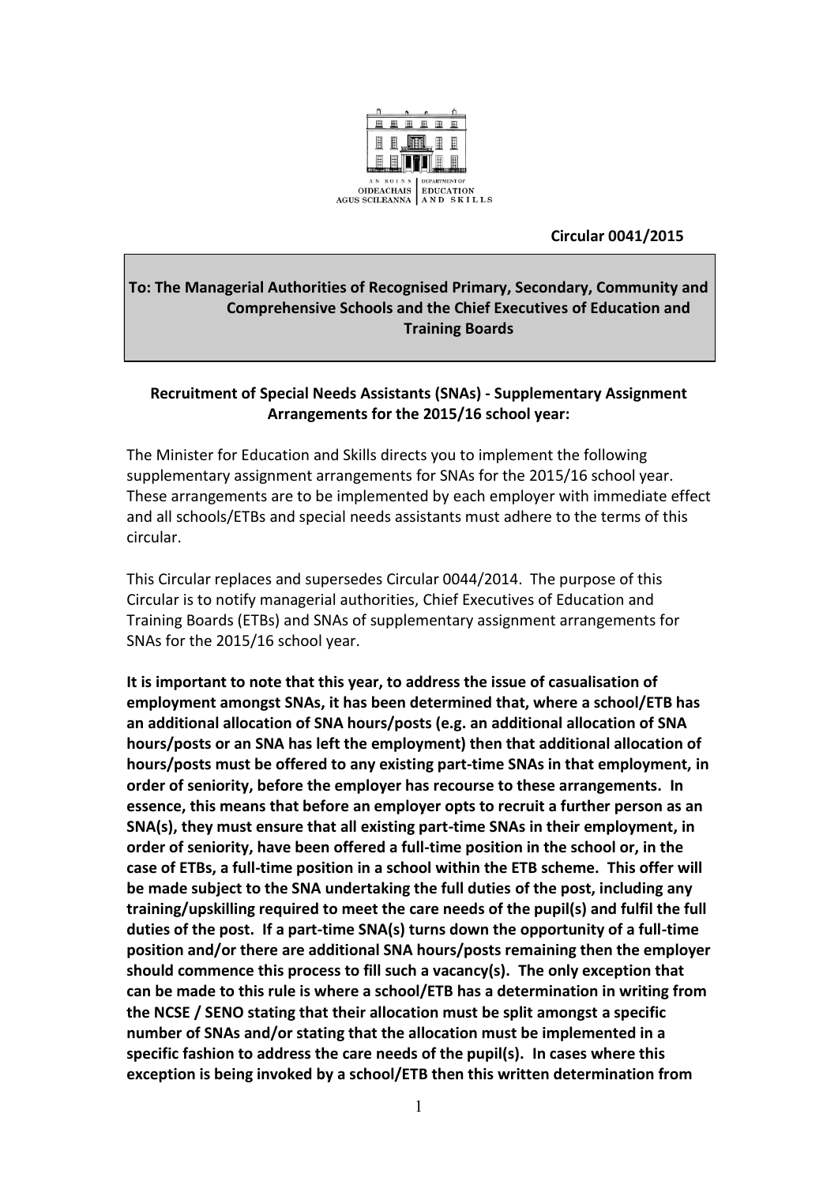AN ROINN OIDEACHAIS AGUS SCILEANNA | DEPARTMENT OF EDUCATION AND SKILLS

**Circular 0041/2015**

**To: The Managerial Authorities of Recognised Primary, Secondary, Community and Comprehensive Schools and the Chief Executives of Education and Training Boards**

**Recruitment of Special Needs Assistants (SNAs) - Supplementary Assignment Arrangements for the 2015/16 school year:**

The Minister for Education and Skills directs you to implement the following supplementary assignment arrangements for SNAs for the 2015/16 school year. These arrangements are to be implemented by each employer with immediate effect and all schools/ETBs and special needs assistants must adhere to the terms of this circular.

This Circular replaces and supersedes Circular 0044/2014. The purpose of this Circular is to notify managerial authorities, Chief Executives of Education and Training Boards (ETBs) and SNAs of supplementary assignment arrangements for SNAs for the 2015/16 school year.

**It is important to note that this year, to address the issue of casualisation of employment amongst SNAs, it has been determined that, where a school/ETB has an additional allocation of SNA hours/posts (e.g. an additional allocation of SNA hours/posts or an SNA has left the employment) then that additional allocation of hours/posts must be offered to any existing part-time SNAs in that employment, in order of seniority, before the employer has recourse to these arrangements. In essence, this means that before an employer opts to recruit a further person as an SNA(s), they must ensure that all existing part-time SNAs in their employment, in order of seniority, have been offered a full-time position in the school or, in the case of ETBs, a full-time position in a school within the ETB scheme. This offer will be made subject to the SNA undertaking the full duties of the post, including any training/upskilling required to meet the care needs of the pupil(s) and fulfil the full duties of the post. If a part-time SNA(s) turns down the opportunity of a full-time position and/or there are additional SNA hours/posts remaining then the employer should commence this process to fill such a vacancy(s). The only exception that can be made to this rule is where a school/ETB has a determination in writing from the NCSE / SENO stating that their allocation must be split amongst a specific number of SNAs and/or stating that the allocation must be implemented in a specific fashion to address the care needs of the pupil(s). In cases where this exception is being invoked by a school/ETB then this written determination from**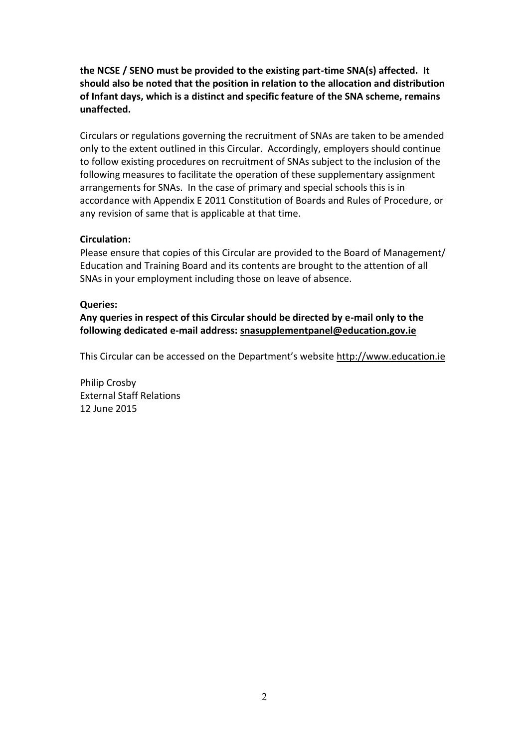**the NCSE / SENO must be provided to the existing part-time SNA(s) affected. It should also be noted that the position in relation to the allocation and distribution of Infant days, which is a distinct and specific feature of the SNA scheme, remains unaffected.**

Circulars or regulations governing the recruitment of SNAs are taken to be amended only to the extent outlined in this Circular. Accordingly, employers should continue to follow existing procedures on recruitment of SNAs subject to the inclusion of the following measures to facilitate the operation of these supplementary assignment arrangements for SNAs. In the case of primary and special schools this is in accordance with Appendix E 2011 Constitution of Boards and Rules of Procedure, or any revision of same that is applicable at that time.

**Circulation:**
Please ensure that copies of this Circular are provided to the Board of Management/ Education and Training Board and its contents are brought to the attention of all SNAs in your employment including those on leave of absence.

**Queries:**
**Any queries in respect of this Circular should be directed by e-mail only to the following dedicated e-mail address: snasupplementpanel@education.gov.ie**

This Circular can be accessed on the Department's website http://www.education.ie

Philip Crosby
External Staff Relations
12 June 2015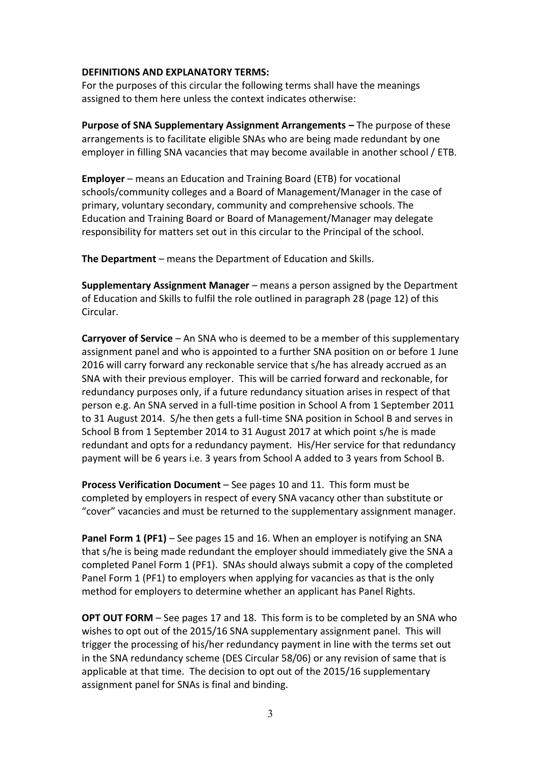**DEFINITIONS AND EXPLANATORY TERMS:**

For the purposes of this circular the following terms shall have the meanings assigned to them here unless the context indicates otherwise:

**Purpose of SNA Supplementary Assignment Arrangements –** The purpose of these arrangements is to facilitate eligible SNAs who are being made redundant by one employer in filling SNA vacancies that may become available in another school / ETB.

**Employer** – means an Education and Training Board (ETB) for vocational schools/community colleges and a Board of Management/Manager in the case of primary, voluntary secondary, community and comprehensive schools. The Education and Training Board or Board of Management/Manager may delegate responsibility for matters set out in this circular to the Principal of the school.

**The Department** – means the Department of Education and Skills.

**Supplementary Assignment Manager** – means a person assigned by the Department of Education and Skills to fulfil the role outlined in paragraph 28 (page 12) of this Circular.

**Carryover of Service** – An SNA who is deemed to be a member of this supplementary assignment panel and who is appointed to a further SNA position on or before 1 June 2016 will carry forward any reckonable service that s/he has already accrued as an SNA with their previous employer. This will be carried forward and reckonable, for redundancy purposes only, if a future redundancy situation arises in respect of that person e.g. An SNA served in a full-time position in School A from 1 September 2011 to 31 August 2014. S/he then gets a full-time SNA position in School B and serves in School B from 1 September 2014 to 31 August 2017 at which point s/he is made redundant and opts for a redundancy payment. His/Her service for that redundancy payment will be 6 years i.e. 3 years from School A added to 3 years from School B.

**Process Verification Document** – See pages 10 and 11. This form must be completed by employers in respect of every SNA vacancy other than substitute or "cover" vacancies and must be returned to the supplementary assignment manager.

**Panel Form 1 (PF1)** – See pages 15 and 16. When an employer is notifying an SNA that s/he is being made redundant the employer should immediately give the SNA a completed Panel Form 1 (PF1). SNAs should always submit a copy of the completed Panel Form 1 (PF1) to employers when applying for vacancies as that is the only method for employers to determine whether an applicant has Panel Rights.

**OPT OUT FORM** – See pages 17 and 18. This form is to be completed by an SNA who wishes to opt out of the 2015/16 SNA supplementary assignment panel. This will trigger the processing of his/her redundancy payment in line with the terms set out in the SNA redundancy scheme (DES Circular 58/06) or any revision of same that is applicable at that time. The decision to opt out of the 2015/16 supplementary assignment panel for SNAs is final and binding.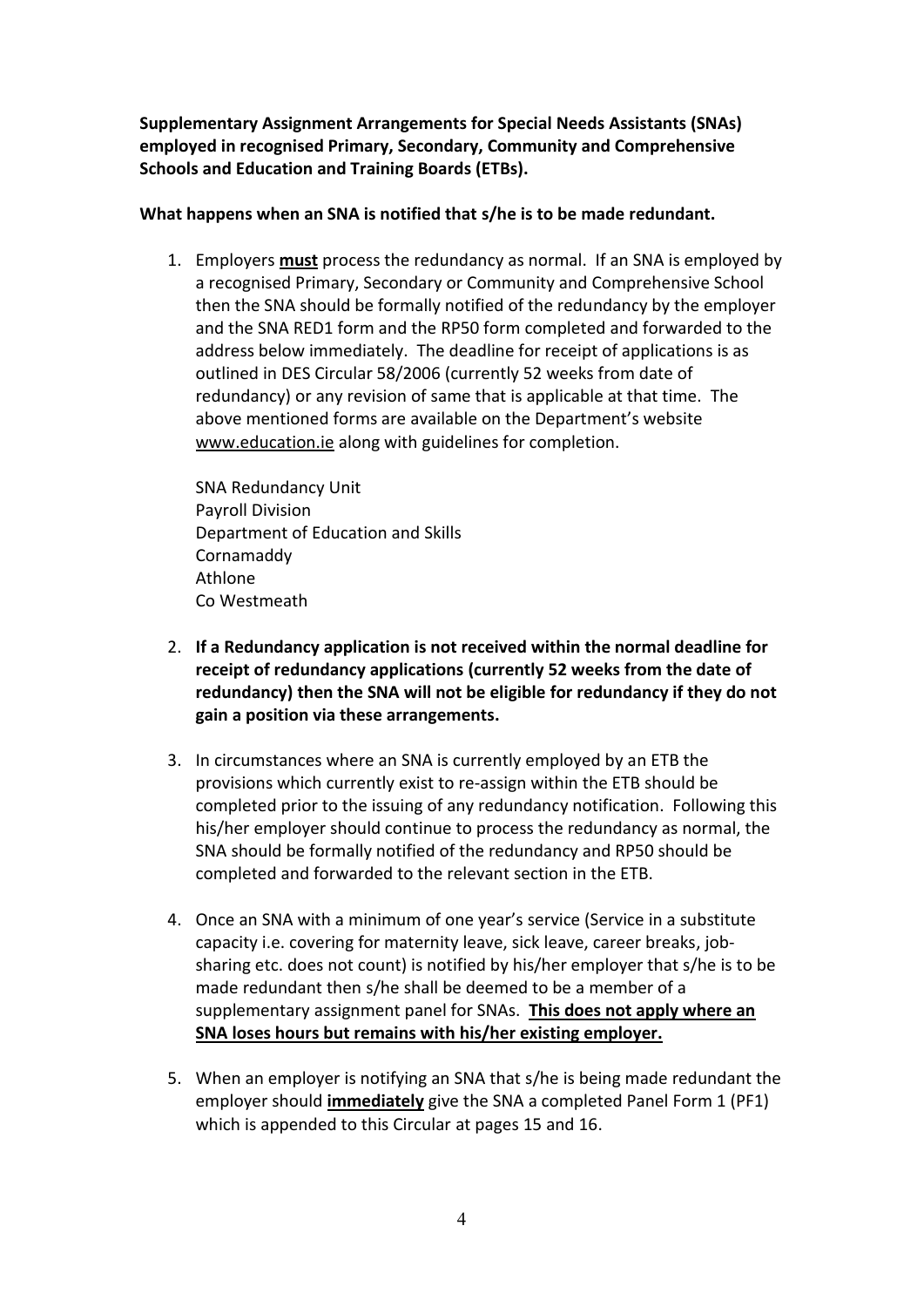**Supplementary Assignment Arrangements for Special Needs Assistants (SNAs) employed in recognised Primary, Secondary, Community and Comprehensive Schools and Education and Training Boards (ETBs).**

**What happens when an SNA is notified that s/he is to be made redundant.**

1. Employers **must** process the redundancy as normal. If an SNA is employed by a recognised Primary, Secondary or Community and Comprehensive School then the SNA should be formally notified of the redundancy by the employer and the SNA RED1 form and the RP50 form completed and forwarded to the address below immediately. The deadline for receipt of applications is as outlined in DES Circular 58/2006 (currently 52 weeks from date of redundancy) or any revision of same that is applicable at that time. The above mentioned forms are available on the Department's website www.education.ie along with guidelines for completion.

   SNA Redundancy Unit
   Payroll Division
   Department of Education and Skills
   Cornamaddy
   Athlone
   Co Westmeath

2. **If a Redundancy application is not received within the normal deadline for receipt of redundancy applications (currently 52 weeks from the date of redundancy) then the SNA will not be eligible for redundancy if they do not gain a position via these arrangements.**

3. In circumstances where an SNA is currently employed by an ETB the provisions which currently exist to re-assign within the ETB should be completed prior to the issuing of any redundancy notification. Following this his/her employer should continue to process the redundancy as normal, the SNA should be formally notified of the redundancy and RP50 should be completed and forwarded to the relevant section in the ETB.

4. Once an SNA with a minimum of one year's service (Service in a substitute capacity i.e. covering for maternity leave, sick leave, career breaks, job-sharing etc. does not count) is notified by his/her employer that s/he is to be made redundant then s/he shall be deemed to be a member of a supplementary assignment panel for SNAs. **This does not apply where an SNA loses hours but remains with his/her existing employer.**

5. When an employer is notifying an SNA that s/he is being made redundant the employer should **immediately** give the SNA a completed Panel Form 1 (PF1) which is appended to this Circular at pages 15 and 16.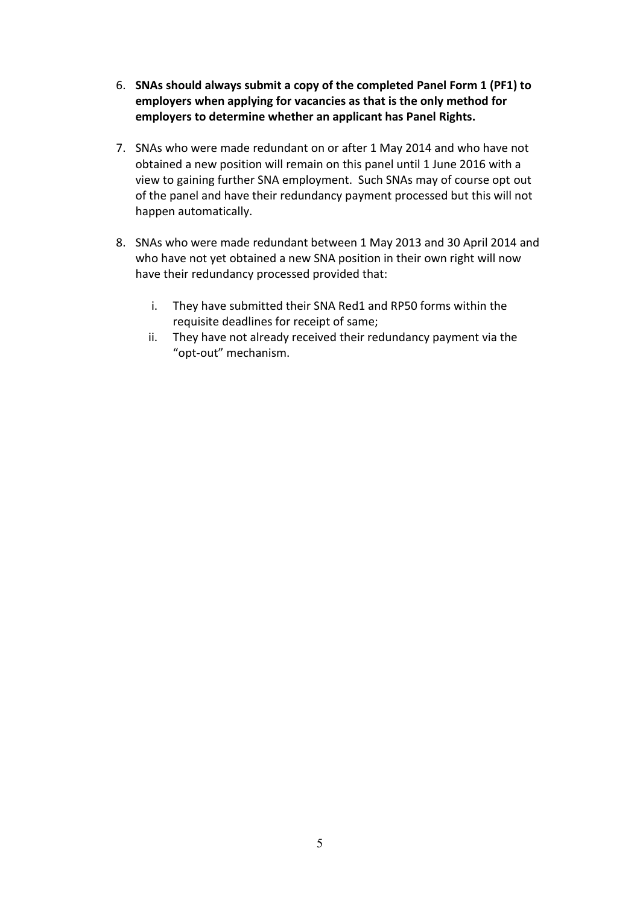6. **SNAs should always submit a copy of the completed Panel Form 1 (PF1) to employers when applying for vacancies as that is the only method for employers to determine whether an applicant has Panel Rights.**

7. SNAs who were made redundant on or after 1 May 2014 and who have not obtained a new position will remain on this panel until 1 June 2016 with a view to gaining further SNA employment. Such SNAs may of course opt out of the panel and have their redundancy payment processed but this will not happen automatically.

8. SNAs who were made redundant between 1 May 2013 and 30 April 2014 and who have not yet obtained a new SNA position in their own right will now have their redundancy processed provided that:

    i. They have submitted their SNA Red1 and RP50 forms within the requisite deadlines for receipt of same;
    ii. They have not already received their redundancy payment via the "opt-out" mechanism.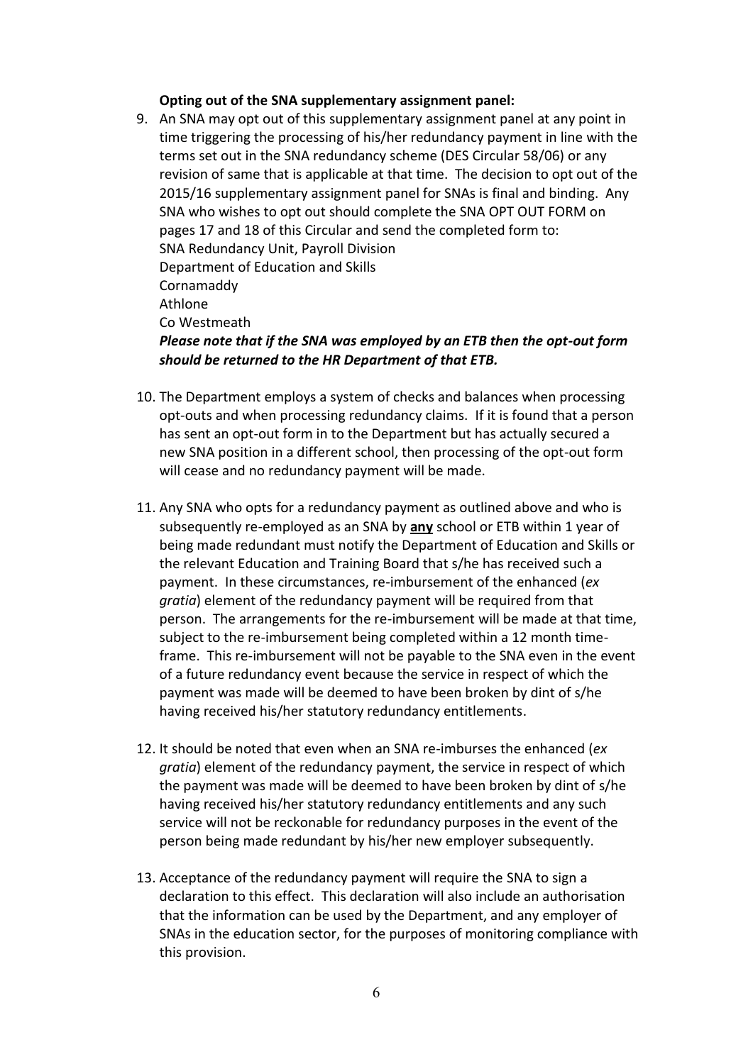**Opting out of the SNA supplementary assignment panel:**

9. An SNA may opt out of this supplementary assignment panel at any point in time triggering the processing of his/her redundancy payment in line with the terms set out in the SNA redundancy scheme (DES Circular 58/06) or any revision of same that is applicable at that time. The decision to opt out of the 2015/16 supplementary assignment panel for SNAs is final and binding. Any SNA who wishes to opt out should complete the SNA OPT OUT FORM on pages 17 and 18 of this Circular and send the completed form to:
   SNA Redundancy Unit, Payroll Division
   Department of Education and Skills
   Cornamaddy
   Athlone
   Co Westmeath
   ***Please note that if the SNA was employed by an ETB then the opt-out form should be returned to the HR Department of that ETB.***

10. The Department employs a system of checks and balances when processing opt-outs and when processing redundancy claims. If it is found that a person has sent an opt-out form in to the Department but has actually secured a new SNA position in a different school, then processing of the opt-out form will cease and no redundancy payment will be made.

11. Any SNA who opts for a redundancy payment as outlined above and who is subsequently re-employed as an SNA by **<u>any</u>** school or ETB within 1 year of being made redundant must notify the Department of Education and Skills or the relevant Education and Training Board that s/he has received such a payment. In these circumstances, re-imbursement of the enhanced (*ex gratia*) element of the redundancy payment will be required from that person. The arrangements for the re-imbursement will be made at that time, subject to the re-imbursement being completed within a 12 month time-frame. This re-imbursement will not be payable to the SNA even in the event of a future redundancy event because the service in respect of which the payment was made will be deemed to have been broken by dint of s/he having received his/her statutory redundancy entitlements.

12. It should be noted that even when an SNA re-imburses the enhanced (*ex gratia*) element of the redundancy payment, the service in respect of which the payment was made will be deemed to have been broken by dint of s/he having received his/her statutory redundancy entitlements and any such service will not be reckonable for redundancy purposes in the event of the person being made redundant by his/her new employer subsequently.

13. Acceptance of the redundancy payment will require the SNA to sign a declaration to this effect. This declaration will also include an authorisation that the information can be used by the Department, and any employer of SNAs in the education sector, for the purposes of monitoring compliance with this provision.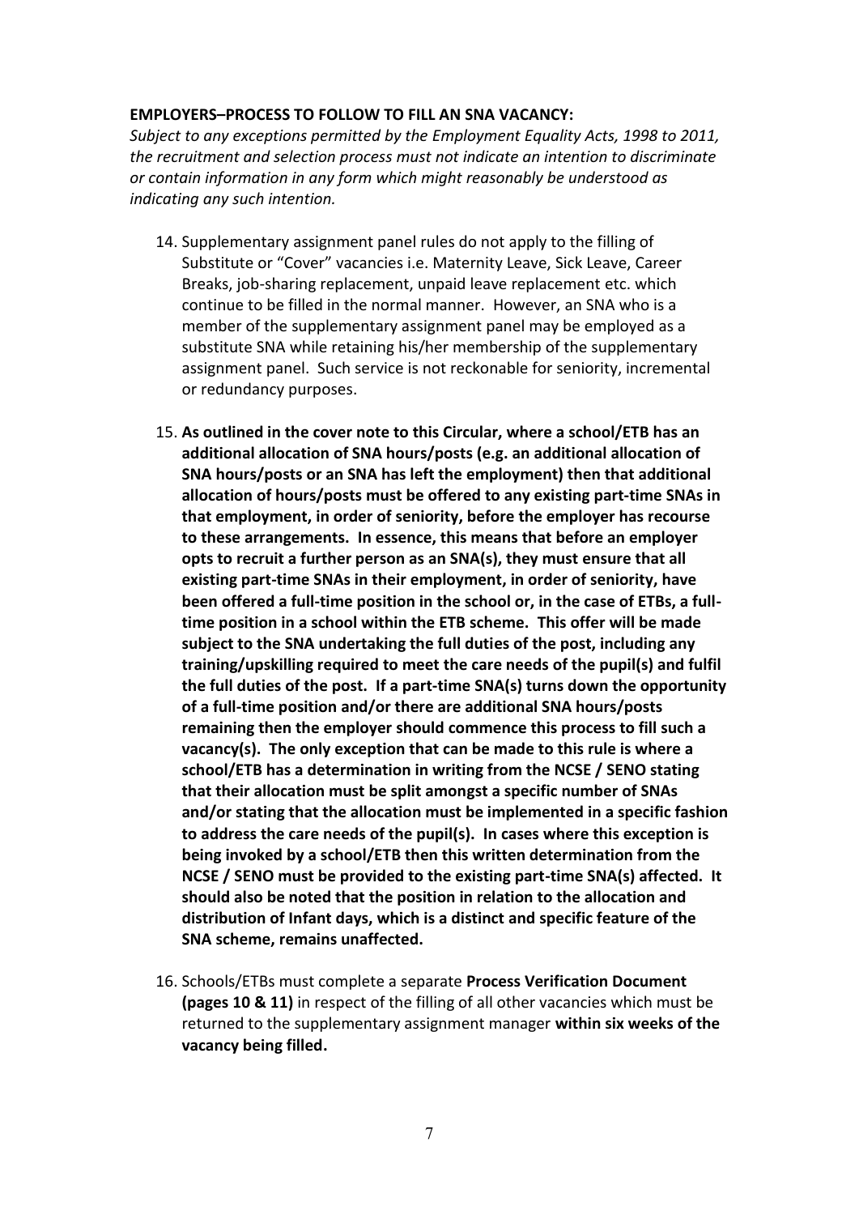**EMPLOYERS–PROCESS TO FOLLOW TO FILL AN SNA VACANCY:**

*Subject to any exceptions permitted by the Employment Equality Acts, 1998 to 2011, the recruitment and selection process must not indicate an intention to discriminate or contain information in any form which might reasonably be understood as indicating any such intention.*

14. Supplementary assignment panel rules do not apply to the filling of Substitute or "Cover" vacancies i.e. Maternity Leave, Sick Leave, Career Breaks, job-sharing replacement, unpaid leave replacement etc. which continue to be filled in the normal manner. However, an SNA who is a member of the supplementary assignment panel may be employed as a substitute SNA while retaining his/her membership of the supplementary assignment panel. Such service is not reckonable for seniority, incremental or redundancy purposes.

15. **As outlined in the cover note to this Circular, where a school/ETB has an additional allocation of SNA hours/posts (e.g. an additional allocation of SNA hours/posts or an SNA has left the employment) then that additional allocation of hours/posts must be offered to any existing part-time SNAs in that employment, in order of seniority, before the employer has recourse to these arrangements. In essence, this means that before an employer opts to recruit a further person as an SNA(s), they must ensure that all existing part-time SNAs in their employment, in order of seniority, have been offered a full-time position in the school or, in the case of ETBs, a full-time position in a school within the ETB scheme. This offer will be made subject to the SNA undertaking the full duties of the post, including any training/upskilling required to meet the care needs of the pupil(s) and fulfil the full duties of the post. If a part-time SNA(s) turns down the opportunity of a full-time position and/or there are additional SNA hours/posts remaining then the employer should commence this process to fill such a vacancy(s). The only exception that can be made to this rule is where a school/ETB has a determination in writing from the NCSE / SENO stating that their allocation must be split amongst a specific number of SNAs and/or stating that the allocation must be implemented in a specific fashion to address the care needs of the pupil(s). In cases where this exception is being invoked by a school/ETB then this written determination from the NCSE / SENO must be provided to the existing part-time SNA(s) affected. It should also be noted that the position in relation to the allocation and distribution of Infant days, which is a distinct and specific feature of the SNA scheme, remains unaffected.**

16. Schools/ETBs must complete a separate **Process Verification Document (pages 10 & 11)** in respect of the filling of all other vacancies which must be returned to the supplementary assignment manager **within six weeks of the vacancy being filled.**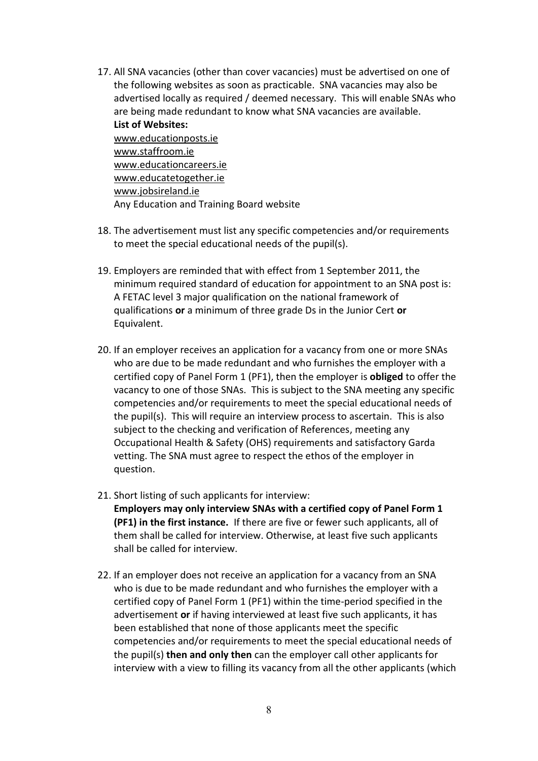17. All SNA vacancies (other than cover vacancies) must be advertised on one of the following websites as soon as practicable. SNA vacancies may also be advertised locally as required / deemed necessary. This will enable SNAs who are being made redundant to know what SNA vacancies are available.
    **List of Websites:**
    www.educationposts.ie
    www.staffroom.ie
    www.educationcareers.ie
    www.educatetogether.ie
    www.jobsireland.ie
    Any Education and Training Board website

18. The advertisement must list any specific competencies and/or requirements to meet the special educational needs of the pupil(s).

19. Employers are reminded that with effect from 1 September 2011, the minimum required standard of education for appointment to an SNA post is: A FETAC level 3 major qualification on the national framework of qualifications **or** a minimum of three grade Ds in the Junior Cert **or** Equivalent.

20. If an employer receives an application for a vacancy from one or more SNAs who are due to be made redundant and who furnishes the employer with a certified copy of Panel Form 1 (PF1), then the employer is **obliged** to offer the vacancy to one of those SNAs. This is subject to the SNA meeting any specific competencies and/or requirements to meet the special educational needs of the pupil(s). This will require an interview process to ascertain. This is also subject to the checking and verification of References, meeting any Occupational Health & Safety (OHS) requirements and satisfactory Garda vetting. The SNA must agree to respect the ethos of the employer in question.

21. Short listing of such applicants for interview:
    **Employers may only interview SNAs with a certified copy of Panel Form 1 (PF1) in the first instance.** If there are five or fewer such applicants, all of them shall be called for interview. Otherwise, at least five such applicants shall be called for interview.

22. If an employer does not receive an application for a vacancy from an SNA who is due to be made redundant and who furnishes the employer with a certified copy of Panel Form 1 (PF1) within the time-period specified in the advertisement **or** if having interviewed at least five such applicants, it has been established that none of those applicants meet the specific competencies and/or requirements to meet the special educational needs of the pupil(s) **then and only then** can the employer call other applicants for interview with a view to filling its vacancy from all the other applicants (which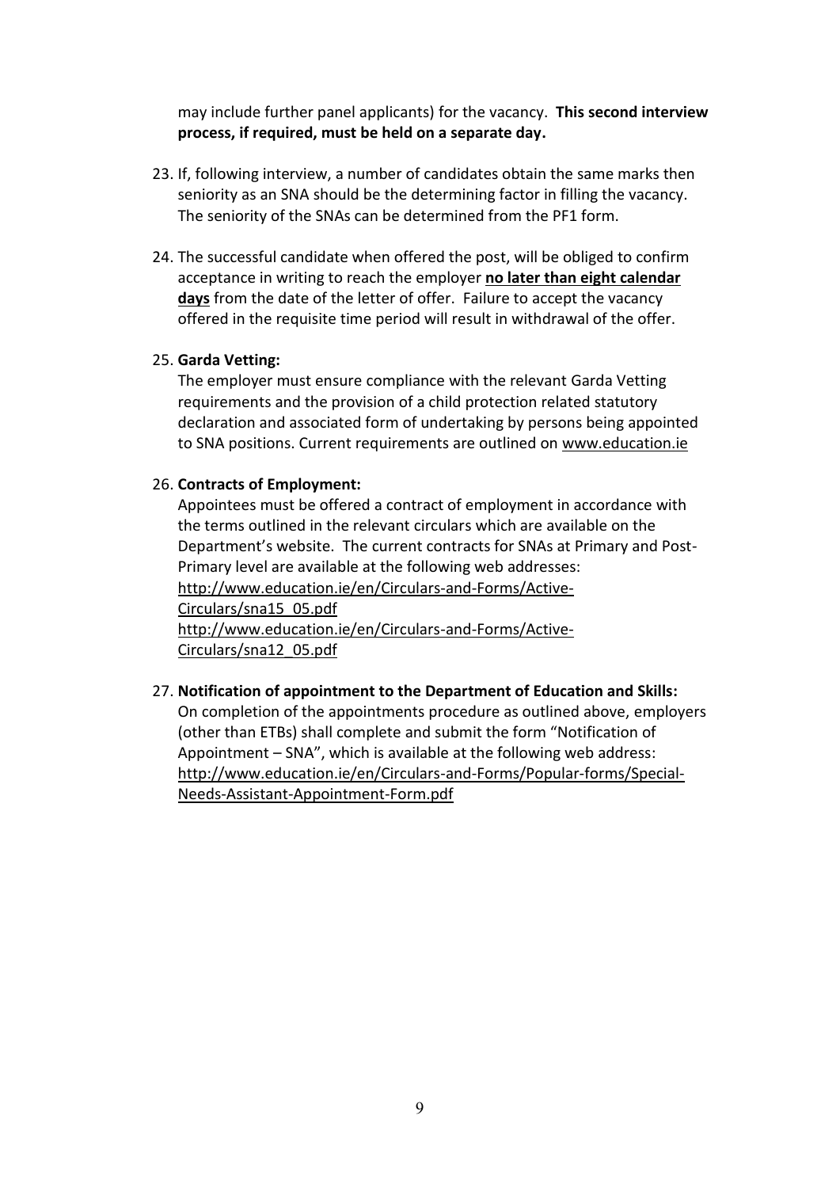may include further panel applicants) for the vacancy. **This second interview process, if required, must be held on a separate day.**

23. If, following interview, a number of candidates obtain the same marks then seniority as an SNA should be the determining factor in filling the vacancy. The seniority of the SNAs can be determined from the PF1 form.

24. The successful candidate when offered the post, will be obliged to confirm acceptance in writing to reach the employer **no later than eight calendar days** from the date of the letter of offer. Failure to accept the vacancy offered in the requisite time period will result in withdrawal of the offer.

25. **Garda Vetting:**
    The employer must ensure compliance with the relevant Garda Vetting requirements and the provision of a child protection related statutory declaration and associated form of undertaking by persons being appointed to SNA positions. Current requirements are outlined on www.education.ie

26. **Contracts of Employment:**
    Appointees must be offered a contract of employment in accordance with the terms outlined in the relevant circulars which are available on the Department's website. The current contracts for SNAs at Primary and Post-Primary level are available at the following web addresses:
    http://www.education.ie/en/Circulars-and-Forms/Active-Circulars/sna15_05.pdf
    http://www.education.ie/en/Circulars-and-Forms/Active-Circulars/sna12_05.pdf

27. **Notification of appointment to the Department of Education and Skills:**
    On completion of the appointments procedure as outlined above, employers (other than ETBs) shall complete and submit the form "Notification of Appointment – SNA", which is available at the following web address:
    http://www.education.ie/en/Circulars-and-Forms/Popular-forms/Special-Needs-Assistant-Appointment-Form.pdf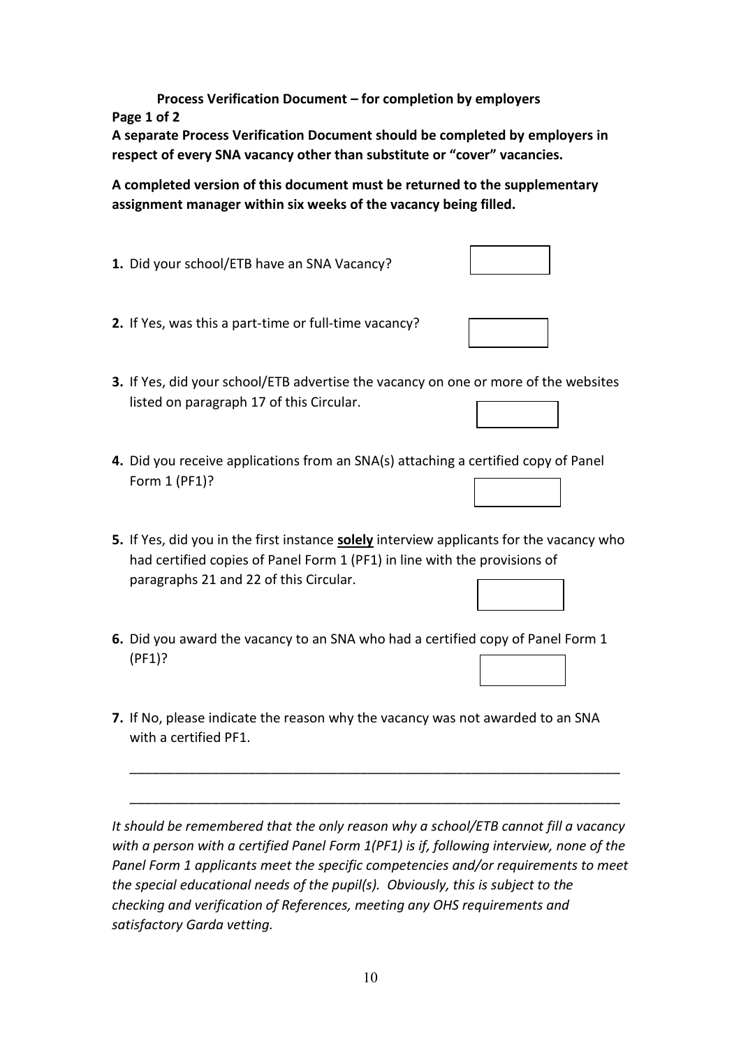**Process Verification Document – for completion by employers**

**Page 1 of 2**

**A separate Process Verification Document should be completed by employers in respect of every SNA vacancy other than substitute or "cover" vacancies.**

**A completed version of this document must be returned to the supplementary assignment manager within six weeks of the vacancy being filled.**

**1.** Did your school/ETB have an SNA Vacancy?

**2.** If Yes, was this a part-time or full-time vacancy?

**3.** If Yes, did your school/ETB advertise the vacancy on one or more of the websites listed on paragraph 17 of this Circular.

**4.** Did you receive applications from an SNA(s) attaching a certified copy of Panel Form 1 (PF1)?

**5.** If Yes, did you in the first instance **solely** interview applicants for the vacancy who had certified copies of Panel Form 1 (PF1) in line with the provisions of paragraphs 21 and 22 of this Circular.

**6.** Did you award the vacancy to an SNA who had a certified copy of Panel Form 1 (PF1)?

**7.** If No, please indicate the reason why the vacancy was not awarded to an SNA with a certified PF1.

_______________________________________________________________________

_______________________________________________________________________

*It should be remembered that the only reason why a school/ETB cannot fill a vacancy with a person with a certified Panel Form 1(PF1) is if, following interview, none of the Panel Form 1 applicants meet the specific competencies and/or requirements to meet the special educational needs of the pupil(s). Obviously, this is subject to the checking and verification of References, meeting any OHS requirements and satisfactory Garda vetting.*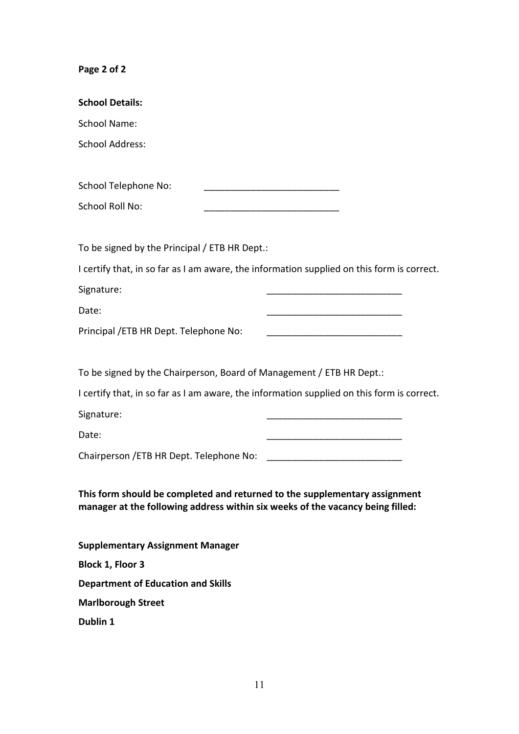**Page 2 of 2**

**School Details:**

School Name:

School Address:

School Telephone No: __________________________

School Roll No: __________________________

To be signed by the Principal / ETB HR Dept.:

I certify that, in so far as I am aware, the information supplied on this form is correct.

Signature: __________________________

Date: __________________________

Principal /ETB HR Dept. Telephone No: __________________________

To be signed by the Chairperson, Board of Management / ETB HR Dept.:

I certify that, in so far as I am aware, the information supplied on this form is correct.

Signature: __________________________

Date: __________________________

Chairperson /ETB HR Dept. Telephone No: __________________________

**This form should be completed and returned to the supplementary assignment manager at the following address within six weeks of the vacancy being filled:**

**Supplementary Assignment Manager**

**Block 1, Floor 3**

**Department of Education and Skills**

**Marlborough Street**

**Dublin 1**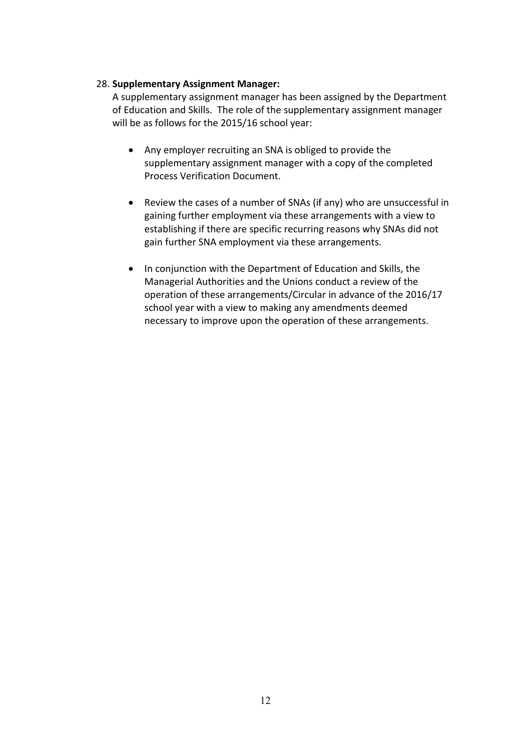28. **Supplementary Assignment Manager:**
    A supplementary assignment manager has been assigned by the Department of Education and Skills. The role of the supplementary assignment manager will be as follows for the 2015/16 school year:

    - Any employer recruiting an SNA is obliged to provide the supplementary assignment manager with a copy of the completed Process Verification Document.

    - Review the cases of a number of SNAs (if any) who are unsuccessful in gaining further employment via these arrangements with a view to establishing if there are specific recurring reasons why SNAs did not gain further SNA employment via these arrangements.

    - In conjunction with the Department of Education and Skills, the Managerial Authorities and the Unions conduct a review of the operation of these arrangements/Circular in advance of the 2016/17 school year with a view to making any amendments deemed necessary to improve upon the operation of these arrangements.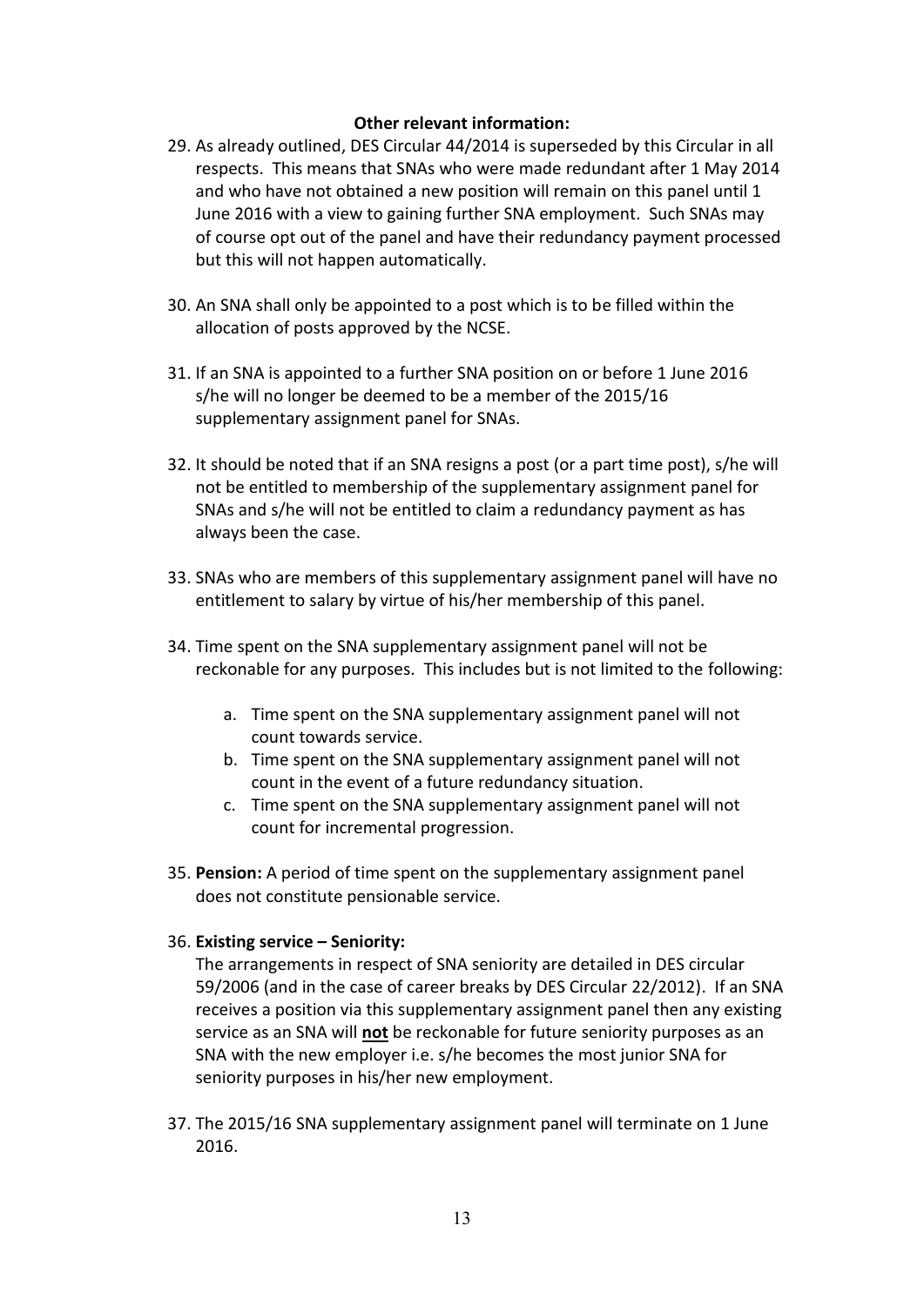**Other relevant information:**

29. As already outlined, DES Circular 44/2014 is superseded by this Circular in all respects. This means that SNAs who were made redundant after 1 May 2014 and who have not obtained a new position will remain on this panel until 1 June 2016 with a view to gaining further SNA employment. Such SNAs may of course opt out of the panel and have their redundancy payment processed but this will not happen automatically.

30. An SNA shall only be appointed to a post which is to be filled within the allocation of posts approved by the NCSE.

31. If an SNA is appointed to a further SNA position on or before 1 June 2016 s/he will no longer be deemed to be a member of the 2015/16 supplementary assignment panel for SNAs.

32. It should be noted that if an SNA resigns a post (or a part time post), s/he will not be entitled to membership of the supplementary assignment panel for SNAs and s/he will not be entitled to claim a redundancy payment as has always been the case.

33. SNAs who are members of this supplementary assignment panel will have no entitlement to salary by virtue of his/her membership of this panel.

34. Time spent on the SNA supplementary assignment panel will not be reckonable for any purposes. This includes but is not limited to the following:

    a. Time spent on the SNA supplementary assignment panel will not count towards service.
    b. Time spent on the SNA supplementary assignment panel will not count in the event of a future redundancy situation.
    c. Time spent on the SNA supplementary assignment panel will not count for incremental progression.

35. **Pension:** A period of time spent on the supplementary assignment panel does not constitute pensionable service.

36. **Existing service – Seniority:**
    The arrangements in respect of SNA seniority are detailed in DES circular 59/2006 (and in the case of career breaks by DES Circular 22/2012). If an SNA receives a position via this supplementary assignment panel then any existing service as an SNA will **<u>not</u>** be reckonable for future seniority purposes as an SNA with the new employer i.e. s/he becomes the most junior SNA for seniority purposes in his/her new employment.

37. The 2015/16 SNA supplementary assignment panel will terminate on 1 June 2016.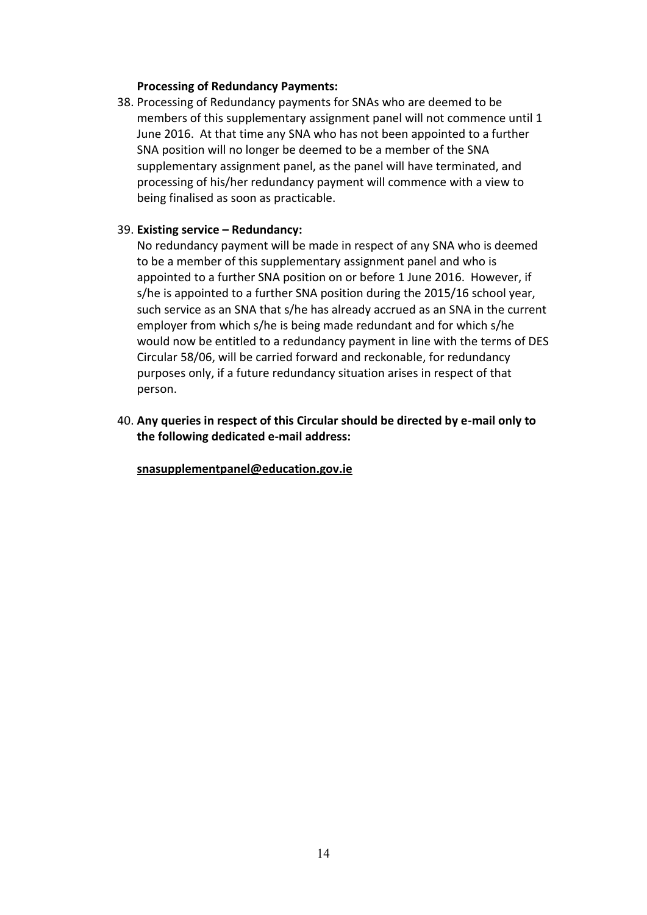**Processing of Redundancy Payments:**

38. Processing of Redundancy payments for SNAs who are deemed to be members of this supplementary assignment panel will not commence until 1 June 2016. At that time any SNA who has not been appointed to a further SNA position will no longer be deemed to be a member of the SNA supplementary assignment panel, as the panel will have terminated, and processing of his/her redundancy payment will commence with a view to being finalised as soon as practicable.

39. **Existing service – Redundancy:**
    No redundancy payment will be made in respect of any SNA who is deemed to be a member of this supplementary assignment panel and who is appointed to a further SNA position on or before 1 June 2016. However, if s/he is appointed to a further SNA position during the 2015/16 school year, such service as an SNA that s/he has already accrued as an SNA in the current employer from which s/he is being made redundant and for which s/he would now be entitled to a redundancy payment in line with the terms of DES Circular 58/06, will be carried forward and reckonable, for redundancy purposes only, if a future redundancy situation arises in respect of that person.

40. **Any queries in respect of this Circular should be directed by e-mail only to the following dedicated e-mail address:**

    **snasupplementpanel@education.gov.ie**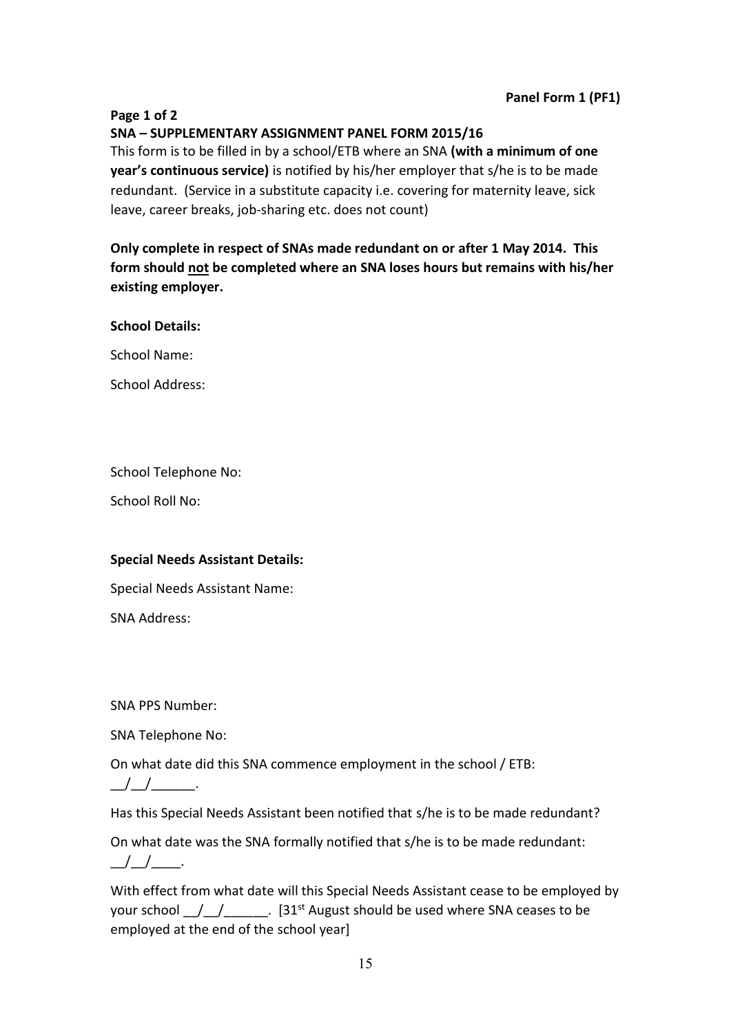**Panel Form 1 (PF1)**

**Page 1 of 2**

**SNA – SUPPLEMENTARY ASSIGNMENT PANEL FORM 2015/16**

This form is to be filled in by a school/ETB where an SNA **(with a minimum of one year's continuous service)** is notified by his/her employer that s/he is to be made redundant. (Service in a substitute capacity i.e. covering for maternity leave, sick leave, career breaks, job-sharing etc. does not count)

**Only complete in respect of SNAs made redundant on or after 1 May 2014. This form should <u>not</u> be completed where an SNA loses hours but remains with his/her existing employer.**

**School Details:**

School Name:

School Address:

School Telephone No:

School Roll No:

**Special Needs Assistant Details:**

Special Needs Assistant Name:

SNA Address:

SNA PPS Number:

SNA Telephone No:

On what date did this SNA commence employment in the school / ETB: __/__/______.

Has this Special Needs Assistant been notified that s/he is to be made redundant?

On what date was the SNA formally notified that s/he is to be made redundant: __/__/____.

With effect from what date will this Special Needs Assistant cease to be employed by your school __/__/______. [31st August should be used where SNA ceases to be employed at the end of the school year]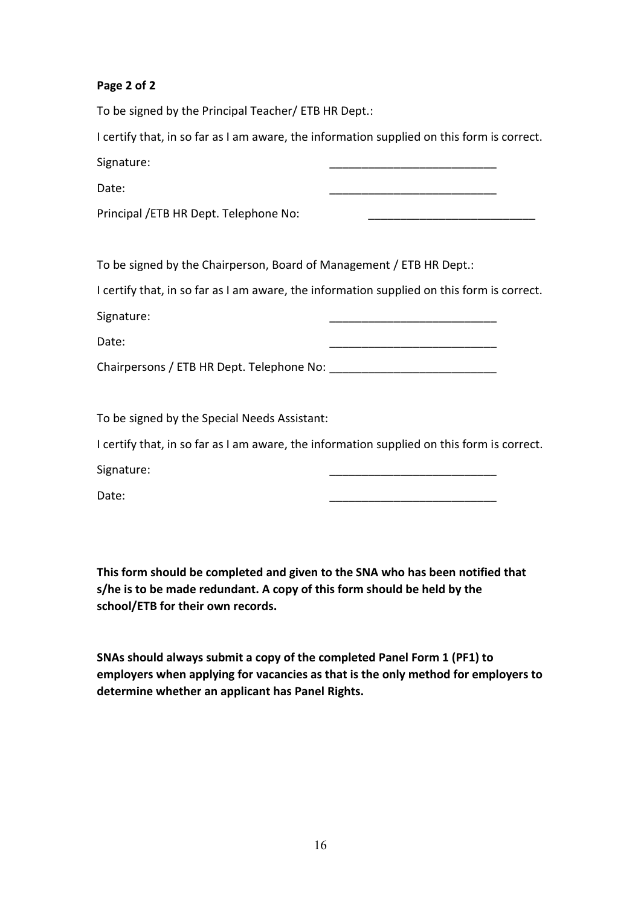**Page 2 of 2**

To be signed by the Principal Teacher/ ETB HR Dept.:

I certify that, in so far as I am aware, the information supplied on this form is correct.

Signature: __________________________

Date: __________________________

Principal /ETB HR Dept. Telephone No: __________________________

To be signed by the Chairperson, Board of Management / ETB HR Dept.:

I certify that, in so far as I am aware, the information supplied on this form is correct.

Signature: __________________________

Date: __________________________

Chairpersons / ETB HR Dept. Telephone No: __________________________

To be signed by the Special Needs Assistant:

I certify that, in so far as I am aware, the information supplied on this form is correct.

Signature: __________________________

Date: __________________________

**This form should be completed and given to the SNA who has been notified that s/he is to be made redundant. A copy of this form should be held by the school/ETB for their own records.**

**SNAs should always submit a copy of the completed Panel Form 1 (PF1) to employers when applying for vacancies as that is the only method for employers to determine whether an applicant has Panel Rights.**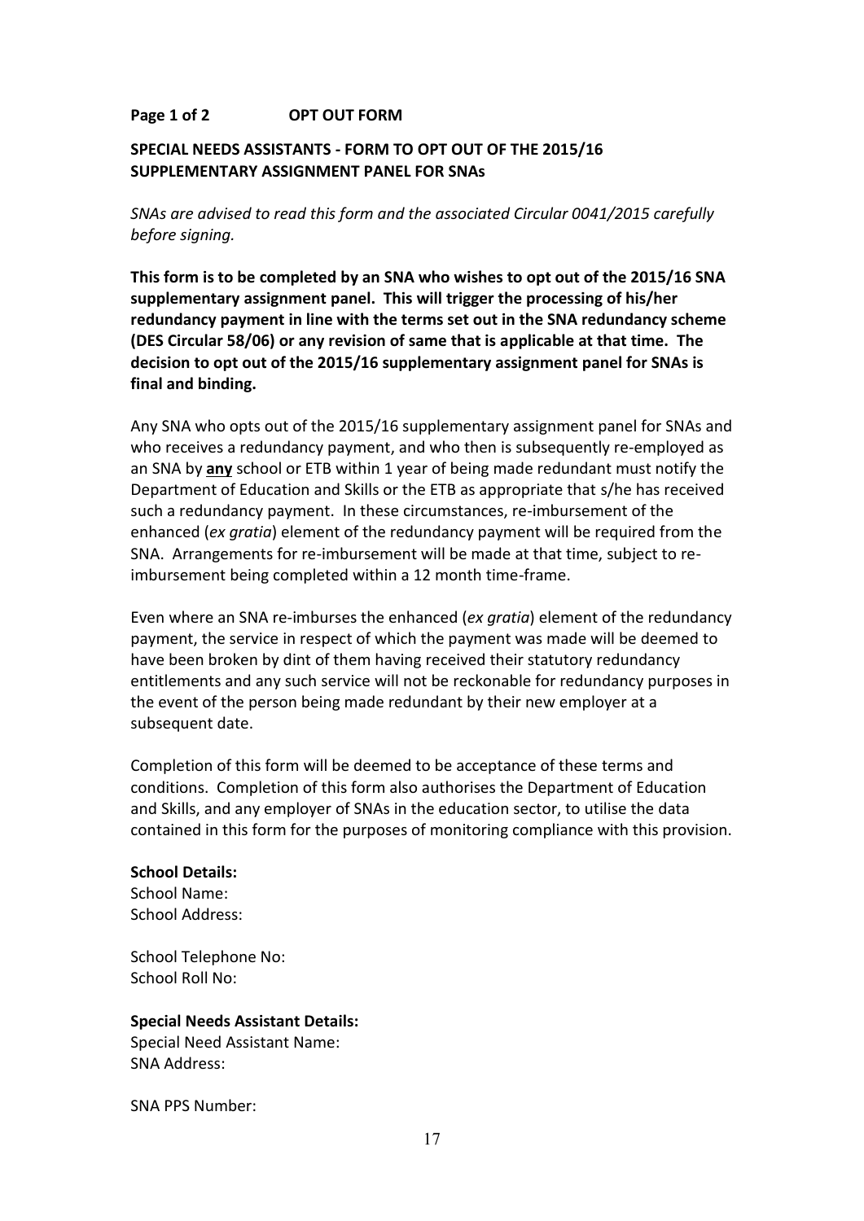**Page 1 of 2 OPT OUT FORM**

## SPECIAL NEEDS ASSISTANTS - FORM TO OPT OUT OF THE 2015/16 SUPPLEMENTARY ASSIGNMENT PANEL FOR SNAs

*SNAs are advised to read this form and the associated Circular 0041/2015 carefully before signing.*

**This form is to be completed by an SNA who wishes to opt out of the 2015/16 SNA supplementary assignment panel. This will trigger the processing of his/her redundancy payment in line with the terms set out in the SNA redundancy scheme (DES Circular 58/06) or any revision of same that is applicable at that time. The decision to opt out of the 2015/16 supplementary assignment panel for SNAs is final and binding.**

Any SNA who opts out of the 2015/16 supplementary assignment panel for SNAs and who receives a redundancy payment, and who then is subsequently re-employed as an SNA by <u>**any**</u> school or ETB within 1 year of being made redundant must notify the Department of Education and Skills or the ETB as appropriate that s/he has received such a redundancy payment. In these circumstances, re-imbursement of the enhanced (*ex gratia*) element of the redundancy payment will be required from the SNA. Arrangements for re-imbursement will be made at that time, subject to re-imbursement being completed within a 12 month time-frame.

Even where an SNA re-imburses the enhanced (*ex gratia*) element of the redundancy payment, the service in respect of which the payment was made will be deemed to have been broken by dint of them having received their statutory redundancy entitlements and any such service will not be reckonable for redundancy purposes in the event of the person being made redundant by their new employer at a subsequent date.

Completion of this form will be deemed to be acceptance of these terms and conditions. Completion of this form also authorises the Department of Education and Skills, and any employer of SNAs in the education sector, to utilise the data contained in this form for the purposes of monitoring compliance with this provision.

**School Details:**
School Name:
School Address:

School Telephone No:
School Roll No:

**Special Needs Assistant Details:**
Special Need Assistant Name:
SNA Address:

SNA PPS Number: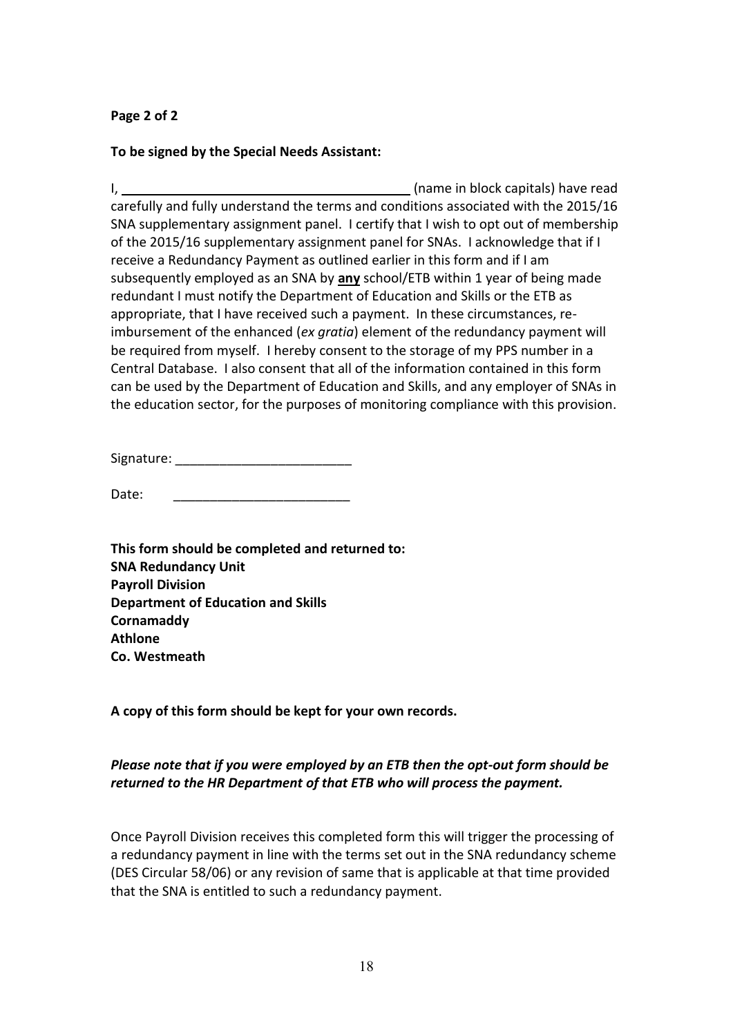**Page 2 of 2**

**To be signed by the Special Needs Assistant:**

I, ________________________________________ (name in block capitals) have read carefully and fully understand the terms and conditions associated with the 2015/16 SNA supplementary assignment panel. I certify that I wish to opt out of membership of the 2015/16 supplementary assignment panel for SNAs. I acknowledge that if I receive a Redundancy Payment as outlined earlier in this form and if I am subsequently employed as an SNA by **any** school/ETB within 1 year of being made redundant I must notify the Department of Education and Skills or the ETB as appropriate, that I have received such a payment. In these circumstances, re-imbursement of the enhanced (*ex gratia*) element of the redundancy payment will be required from myself. I hereby consent to the storage of my PPS number in a Central Database. I also consent that all of the information contained in this form can be used by the Department of Education and Skills, and any employer of SNAs in the education sector, for the purposes of monitoring compliance with this provision.

Signature: ________________________

Date: ________________________

**This form should be completed and returned to:**
**SNA Redundancy Unit**
**Payroll Division**
**Department of Education and Skills**
**Cornamaddy**
**Athlone**
**Co. Westmeath**

**A copy of this form should be kept for your own records.**

***Please note that if you were employed by an ETB then the opt-out form should be returned to the HR Department of that ETB who will process the payment.***

Once Payroll Division receives this completed form this will trigger the processing of a redundancy payment in line with the terms set out in the SNA redundancy scheme (DES Circular 58/06) or any revision of same that is applicable at that time provided that the SNA is entitled to such a redundancy payment.